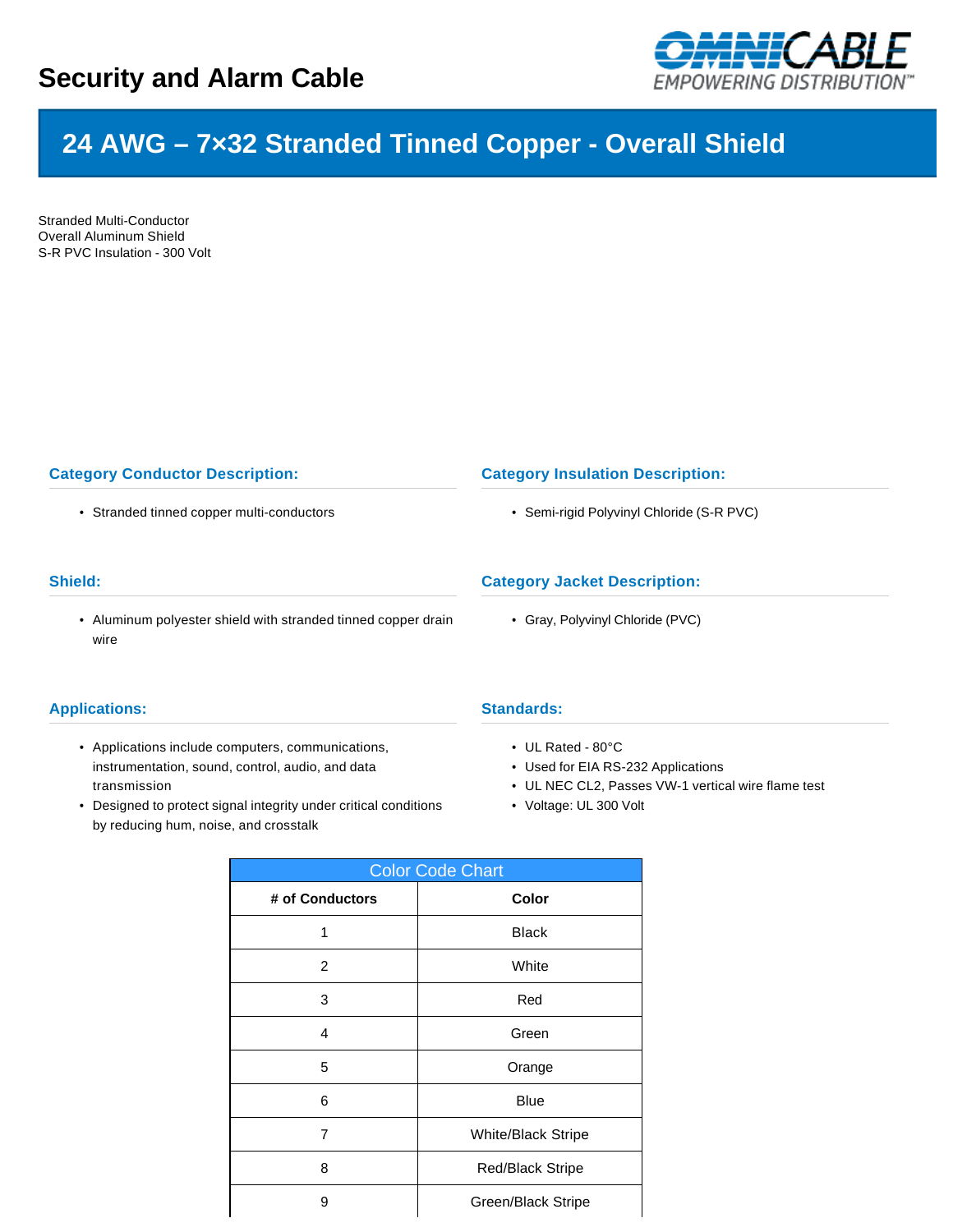# Security and Alarm Cable

OMNICABLE EMPOWERING DISTRIBUTION™

## 24 AWG – 7×32 Stranded Tinned Copper - Overall Shield

Stranded Multi-Conductor
Overall Aluminum Shield
S-R PVC Insulation - 300 Volt

### Category Conductor Description:

- Stranded tinned copper multi-conductors

### Category Insulation Description:

- Semi-rigid Polyvinyl Chloride (S-R PVC)

### Shield:

- Aluminum polyester shield with stranded tinned copper drain wire

### Category Jacket Description:

- Gray, Polyvinyl Chloride (PVC)

### Applications:

- Applications include computers, communications, instrumentation, sound, control, audio, and data transmission
- Designed to protect signal integrity under critical conditions by reducing hum, noise, and crosstalk

### Standards:

- UL Rated - 80°C
- Used for EIA RS-232 Applications
- UL NEC CL2, Passes VW-1 vertical wire flame test
- Voltage: UL 300 Volt

| Color Code Chart | |
|---|---|
| **# of Conductors** | **Color** |
| 1 | Black |
| 2 | White |
| 3 | Red |
| 4 | Green |
| 5 | Orange |
| 6 | Blue |
| 7 | White/Black Stripe |
| 8 | Red/Black Stripe |
| 9 | Green/Black Stripe |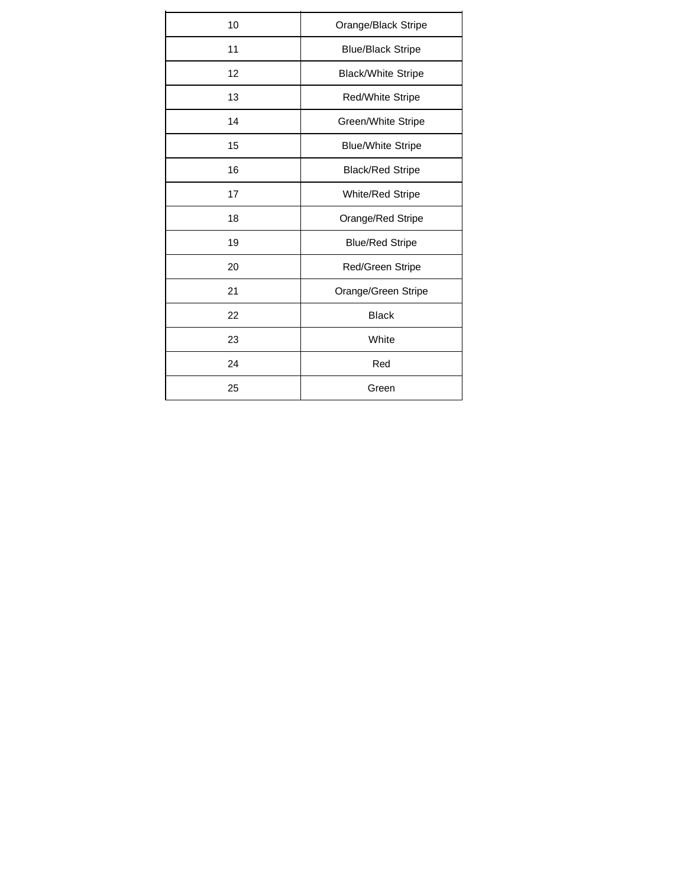| 10 | Orange/Black Stripe |
|---|---|
| 11 | Blue/Black Stripe |
| 12 | Black/White Stripe |
| 13 | Red/White Stripe |
| 14 | Green/White Stripe |
| 15 | Blue/White Stripe |
| 16 | Black/Red Stripe |
| 17 | White/Red Stripe |
| 18 | Orange/Red Stripe |
| 19 | Blue/Red Stripe |
| 20 | Red/Green Stripe |
| 21 | Orange/Green Stripe |
| 22 | Black |
| 23 | White |
| 24 | Red |
| 25 | Green |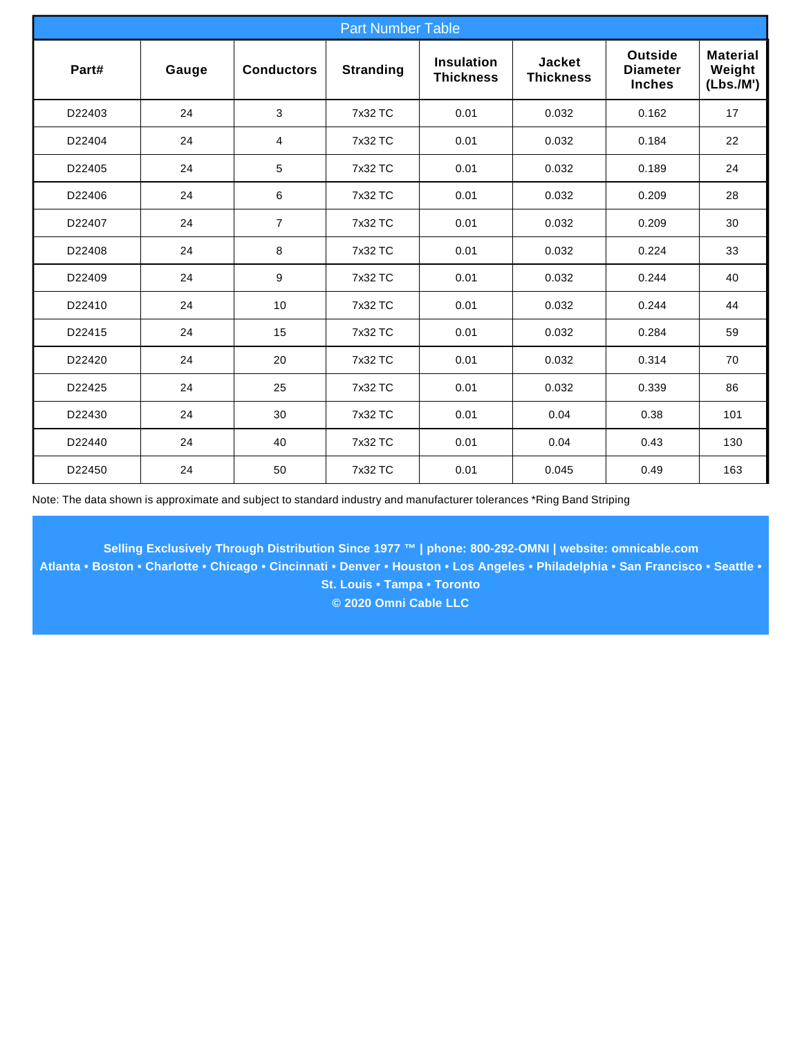## Part Number Table

| Part# | Gauge | Conductors | Stranding | Insulation Thickness | Jacket Thickness | Outside Diameter Inches | Material Weight (Lbs./M') |
|---|---|---|---|---|---|---|---|
| D22403 | 24 | 3 | 7x32 TC | 0.01 | 0.032 | 0.162 | 17 |
| D22404 | 24 | 4 | 7x32 TC | 0.01 | 0.032 | 0.184 | 22 |
| D22405 | 24 | 5 | 7x32 TC | 0.01 | 0.032 | 0.189 | 24 |
| D22406 | 24 | 6 | 7x32 TC | 0.01 | 0.032 | 0.209 | 28 |
| D22407 | 24 | 7 | 7x32 TC | 0.01 | 0.032 | 0.209 | 30 |
| D22408 | 24 | 8 | 7x32 TC | 0.01 | 0.032 | 0.224 | 33 |
| D22409 | 24 | 9 | 7x32 TC | 0.01 | 0.032 | 0.244 | 40 |
| D22410 | 24 | 10 | 7x32 TC | 0.01 | 0.032 | 0.244 | 44 |
| D22415 | 24 | 15 | 7x32 TC | 0.01 | 0.032 | 0.284 | 59 |
| D22420 | 24 | 20 | 7x32 TC | 0.01 | 0.032 | 0.314 | 70 |
| D22425 | 24 | 25 | 7x32 TC | 0.01 | 0.032 | 0.339 | 86 |
| D22430 | 24 | 30 | 7x32 TC | 0.01 | 0.04 | 0.38 | 101 |
| D22440 | 24 | 40 | 7x32 TC | 0.01 | 0.04 | 0.43 | 130 |
| D22450 | 24 | 50 | 7x32 TC | 0.01 | 0.045 | 0.49 | 163 |

Note: The data shown is approximate and subject to standard industry and manufacturer tolerances *Ring Band Striping

**Selling Exclusively Through Distribution Since 1977 ™ | phone: 800-292-OMNI | website: omnicable.com**
**Atlanta • Boston • Charlotte • Chicago • Cincinnati • Denver • Houston • Los Angeles • Philadelphia • San Francisco • Seattle • St. Louis • Tampa • Toronto**
**© 2020 Omni Cable LLC**